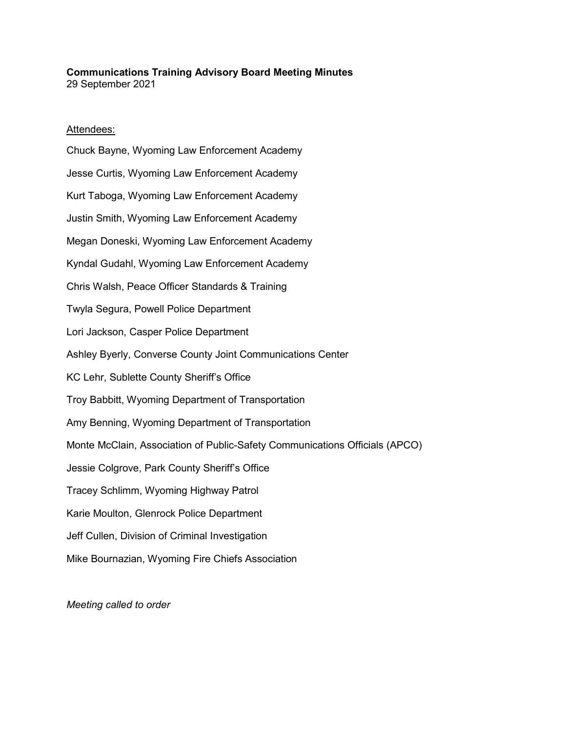**Communications Training Advisory Board Meeting Minutes**

29 September 2021

Attendees:

Chuck Bayne, Wyoming Law Enforcement Academy

Jesse Curtis, Wyoming Law Enforcement Academy

Kurt Taboga, Wyoming Law Enforcement Academy

Justin Smith, Wyoming Law Enforcement Academy

Megan Doneski, Wyoming Law Enforcement Academy

Kyndal Gudahl, Wyoming Law Enforcement Academy

Chris Walsh, Peace Officer Standards & Training

Twyla Segura, Powell Police Department

Lori Jackson, Casper Police Department

Ashley Byerly, Converse County Joint Communications Center

KC Lehr, Sublette County Sheriff's Office

Troy Babbitt, Wyoming Department of Transportation

Amy Benning, Wyoming Department of Transportation

Monte McClain, Association of Public-Safety Communications Officials (APCO)

Jessie Colgrove, Park County Sheriff's Office

Tracey Schlimm, Wyoming Highway Patrol

Karie Moulton, Glenrock Police Department

Jeff Cullen, Division of Criminal Investigation

Mike Bournazian, Wyoming Fire Chiefs Association

*Meeting called to order*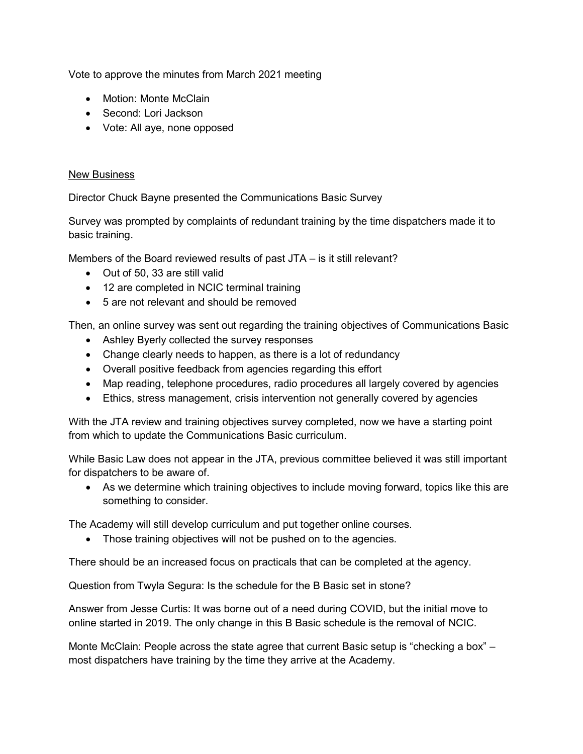Vote to approve the minutes from March 2021 meeting

- Motion: Monte McClain
- Second: Lori Jackson
- Vote: All aye, none opposed

<u>New Business</u>

Director Chuck Bayne presented the Communications Basic Survey

Survey was prompted by complaints of redundant training by the time dispatchers made it to basic training.

Members of the Board reviewed results of past JTA – is it still relevant?

- Out of 50, 33 are still valid
- 12 are completed in NCIC terminal training
- 5 are not relevant and should be removed

Then, an online survey was sent out regarding the training objectives of Communications Basic

- Ashley Byerly collected the survey responses
- Change clearly needs to happen, as there is a lot of redundancy
- Overall positive feedback from agencies regarding this effort
- Map reading, telephone procedures, radio procedures all largely covered by agencies
- Ethics, stress management, crisis intervention not generally covered by agencies

With the JTA review and training objectives survey completed, now we have a starting point from which to update the Communications Basic curriculum.

While Basic Law does not appear in the JTA, previous committee believed it was still important for dispatchers to be aware of.

- As we determine which training objectives to include moving forward, topics like this are something to consider.

The Academy will still develop curriculum and put together online courses.

- Those training objectives will not be pushed on to the agencies.

There should be an increased focus on practicals that can be completed at the agency.

Question from Twyla Segura: Is the schedule for the B Basic set in stone?

Answer from Jesse Curtis: It was borne out of a need during COVID, but the initial move to online started in 2019. The only change in this B Basic schedule is the removal of NCIC.

Monte McClain: People across the state agree that current Basic setup is "checking a box" – most dispatchers have training by the time they arrive at the Academy.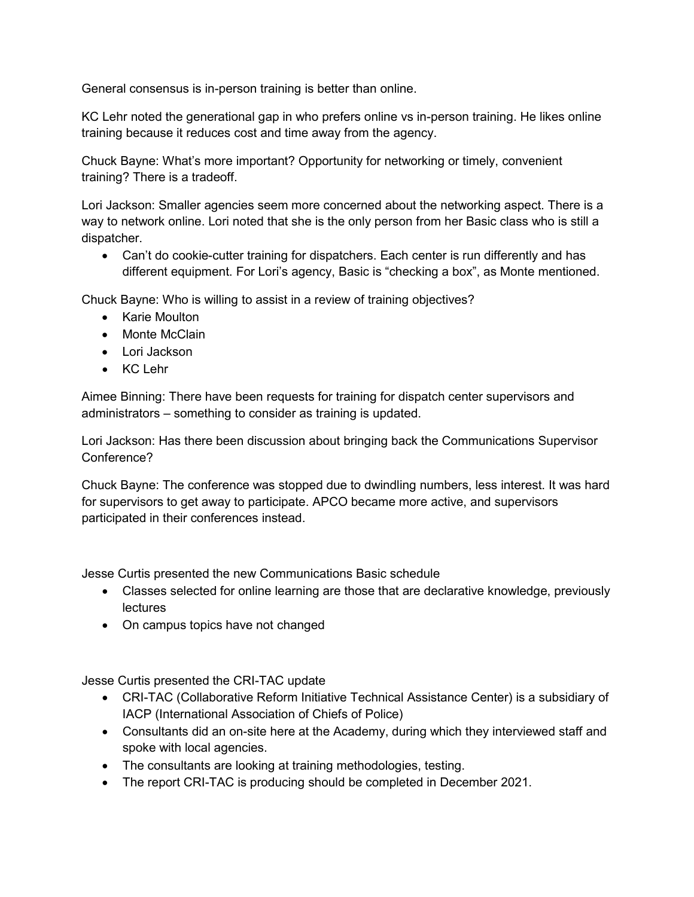General consensus is in-person training is better than online.

KC Lehr noted the generational gap in who prefers online vs in-person training. He likes online training because it reduces cost and time away from the agency.

Chuck Bayne: What's more important? Opportunity for networking or timely, convenient training? There is a tradeoff.

Lori Jackson: Smaller agencies seem more concerned about the networking aspect. There is a way to network online. Lori noted that she is the only person from her Basic class who is still a dispatcher.

- Can't do cookie-cutter training for dispatchers. Each center is run differently and has different equipment. For Lori's agency, Basic is "checking a box", as Monte mentioned.

Chuck Bayne: Who is willing to assist in a review of training objectives?

- Karie Moulton
- Monte McClain
- Lori Jackson
- KC Lehr

Aimee Binning: There have been requests for training for dispatch center supervisors and administrators – something to consider as training is updated.

Lori Jackson: Has there been discussion about bringing back the Communications Supervisor Conference?

Chuck Bayne: The conference was stopped due to dwindling numbers, less interest. It was hard for supervisors to get away to participate. APCO became more active, and supervisors participated in their conferences instead.

Jesse Curtis presented the new Communications Basic schedule

- Classes selected for online learning are those that are declarative knowledge, previously lectures
- On campus topics have not changed

Jesse Curtis presented the CRI-TAC update

- CRI-TAC (Collaborative Reform Initiative Technical Assistance Center) is a subsidiary of IACP (International Association of Chiefs of Police)
- Consultants did an on-site here at the Academy, during which they interviewed staff and spoke with local agencies.
- The consultants are looking at training methodologies, testing.
- The report CRI-TAC is producing should be completed in December 2021.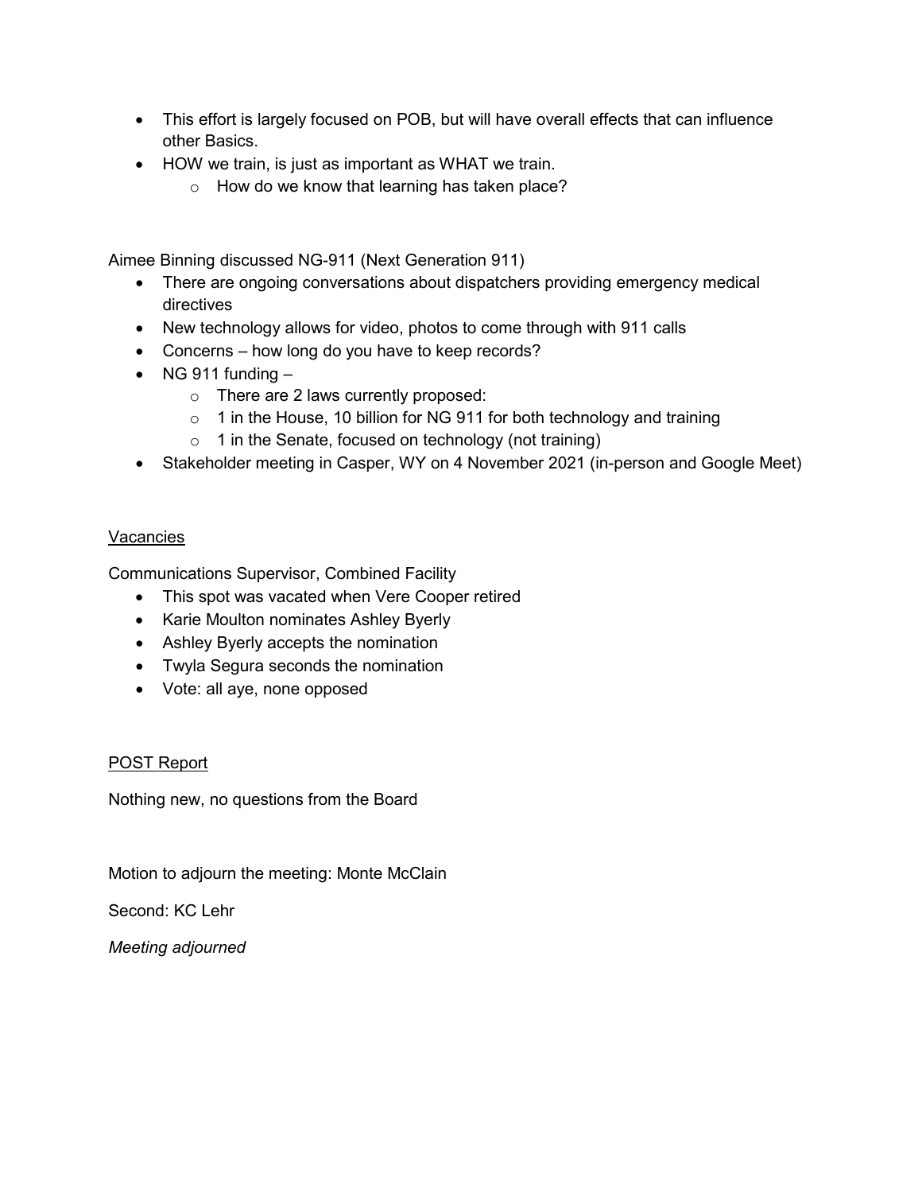- This effort is largely focused on POB, but will have overall effects that can influence other Basics.
- HOW we train, is just as important as WHAT we train.
    - How do we know that learning has taken place?

Aimee Binning discussed NG-911 (Next Generation 911)

- There are ongoing conversations about dispatchers providing emergency medical directives
- New technology allows for video, photos to come through with 911 calls
- Concerns – how long do you have to keep records?
- NG 911 funding –
    - There are 2 laws currently proposed:
    - 1 in the House, 10 billion for NG 911 for both technology and training
    - 1 in the Senate, focused on technology (not training)
- Stakeholder meeting in Casper, WY on 4 November 2021 (in-person and Google Meet)

<u>Vacancies</u>

Communications Supervisor, Combined Facility

- This spot was vacated when Vere Cooper retired
- Karie Moulton nominates Ashley Byerly
- Ashley Byerly accepts the nomination
- Twyla Segura seconds the nomination
- Vote: all aye, none opposed

<u>POST Report</u>

Nothing new, no questions from the Board

Motion to adjourn the meeting: Monte McClain

Second: KC Lehr

*Meeting adjourned*